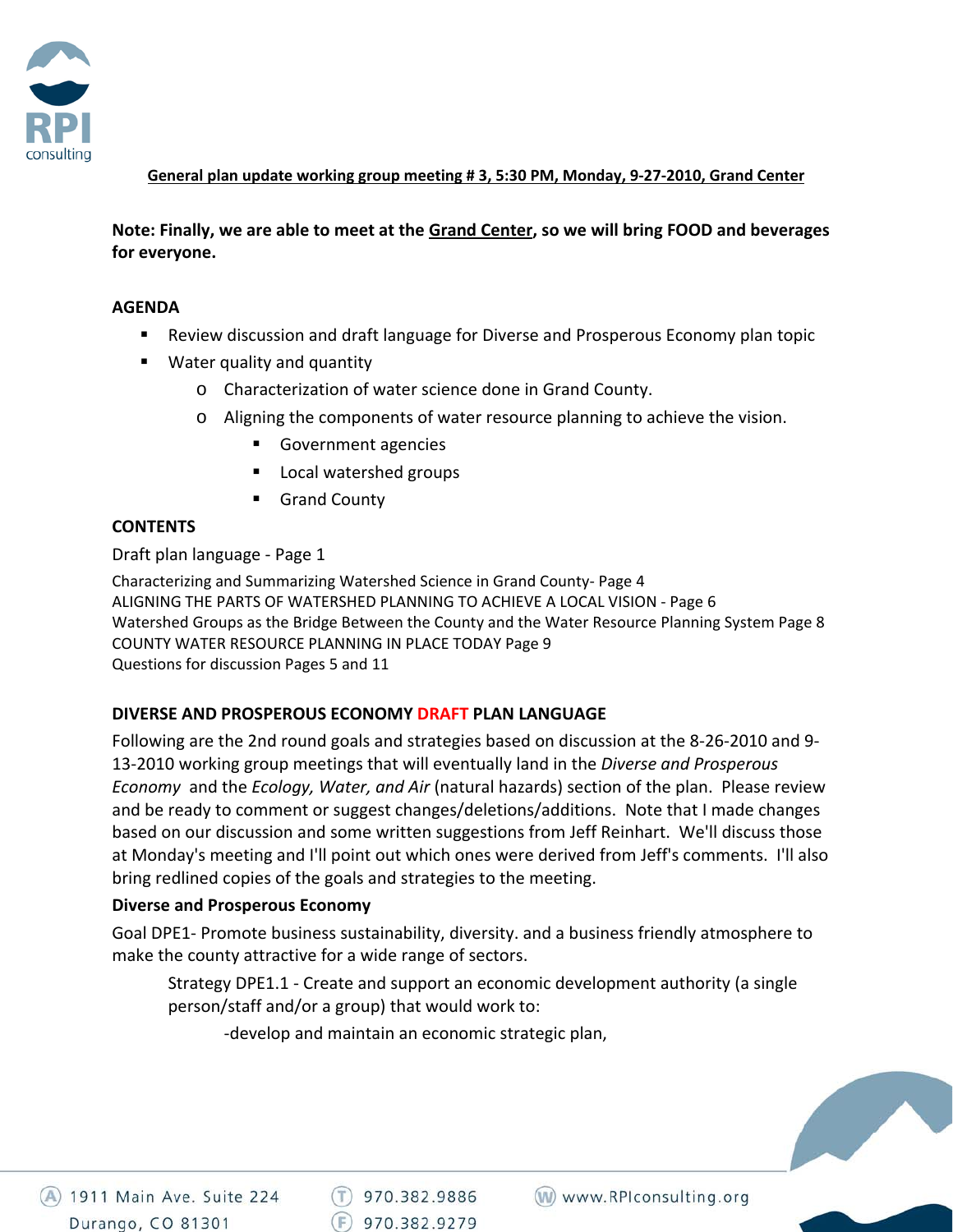**General plan update working group meeting # 3, 5:30 PM, Monday, 9-27-2010, Grand Center**

**Note: Finally, we are able to meet at the Grand Center, so we will bring FOOD and beverages for everyone.**

**AGENDA**

- Review discussion and draft language for Diverse and Prosperous Economy plan topic
- Water quality and quantity
  - Characterization of water science done in Grand County.
  - Aligning the components of water resource planning to achieve the vision.
    - Government agencies
    - Local watershed groups
    - Grand County

**CONTENTS**

Draft plan language - Page 1

Characterizing and Summarizing Watershed Science in Grand County- Page 4
ALIGNING THE PARTS OF WATERSHED PLANNING TO ACHIEVE A LOCAL VISION - Page 6
Watershed Groups as the Bridge Between the County and the Water Resource Planning System Page 8
COUNTY WATER RESOURCE PLANNING IN PLACE TODAY Page 9
Questions for discussion Pages 5 and 11

**DIVERSE AND PROSPEROUS ECONOMY DRAFT PLAN LANGUAGE**

Following are the 2nd round goals and strategies based on discussion at the 8-26-2010 and 9-13-2010 working group meetings that will eventually land in the *Diverse and Prosperous Economy* and the *Ecology, Water, and Air* (natural hazards) section of the plan. Please review and be ready to comment or suggest changes/deletions/additions. Note that I made changes based on our discussion and some written suggestions from Jeff Reinhart. We'll discuss those at Monday's meeting and I'll point out which ones were derived from Jeff's comments. I'll also bring redlined copies of the goals and strategies to the meeting.

**Diverse and Prosperous Economy**

Goal DPE1- Promote business sustainability, diversity. and a business friendly atmosphere to make the county attractive for a wide range of sectors.

> Strategy DPE1.1 - Create and support an economic development authority (a single person/staff and/or a group) that would work to:
>
> -develop and maintain an economic strategic plan,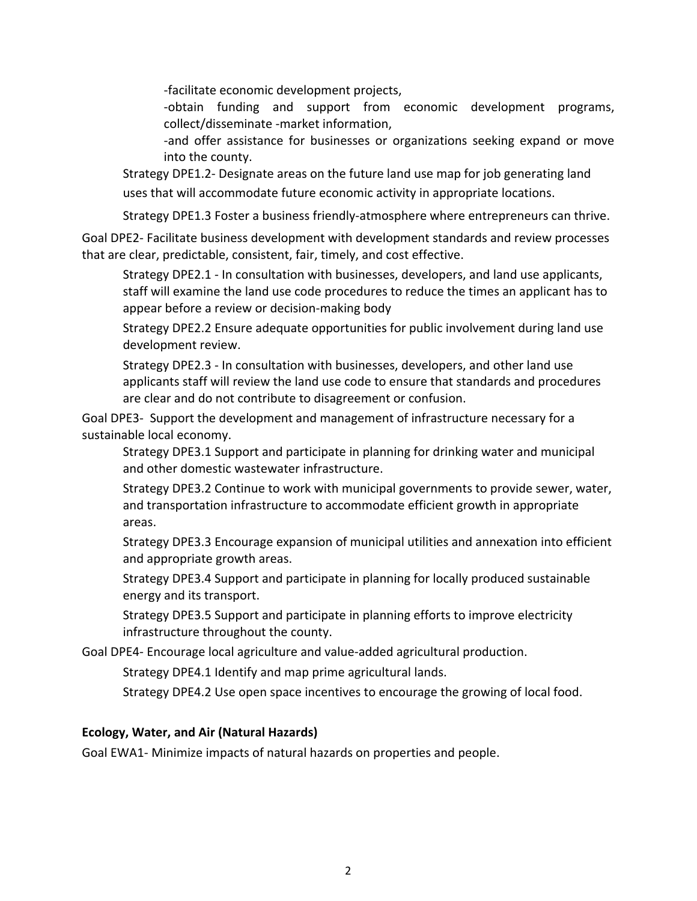-facilitate economic development projects,

-obtain funding and support from economic development programs, collect/disseminate -market information,

-and offer assistance for businesses or organizations seeking expand or move into the county.

Strategy DPE1.2- Designate areas on the future land use map for job generating land uses that will accommodate future economic activity in appropriate locations.

Strategy DPE1.3 Foster a business friendly-atmosphere where entrepreneurs can thrive.

Goal DPE2- Facilitate business development with development standards and review processes that are clear, predictable, consistent, fair, timely, and cost effective.

Strategy DPE2.1 - In consultation with businesses, developers, and land use applicants, staff will examine the land use code procedures to reduce the times an applicant has to appear before a review or decision-making body

Strategy DPE2.2 Ensure adequate opportunities for public involvement during land use development review.

Strategy DPE2.3 - In consultation with businesses, developers, and other land use applicants staff will review the land use code to ensure that standards and procedures are clear and do not contribute to disagreement or confusion.

Goal DPE3- Support the development and management of infrastructure necessary for a sustainable local economy.

Strategy DPE3.1 Support and participate in planning for drinking water and municipal and other domestic wastewater infrastructure.

Strategy DPE3.2 Continue to work with municipal governments to provide sewer, water, and transportation infrastructure to accommodate efficient growth in appropriate areas.

Strategy DPE3.3 Encourage expansion of municipal utilities and annexation into efficient and appropriate growth areas.

Strategy DPE3.4 Support and participate in planning for locally produced sustainable energy and its transport.

Strategy DPE3.5 Support and participate in planning efforts to improve electricity infrastructure throughout the county.

Goal DPE4- Encourage local agriculture and value-added agricultural production.

Strategy DPE4.1 Identify and map prime agricultural lands.

Strategy DPE4.2 Use open space incentives to encourage the growing of local food.

**Ecology, Water, and Air (Natural Hazards)**

Goal EWA1- Minimize impacts of natural hazards on properties and people.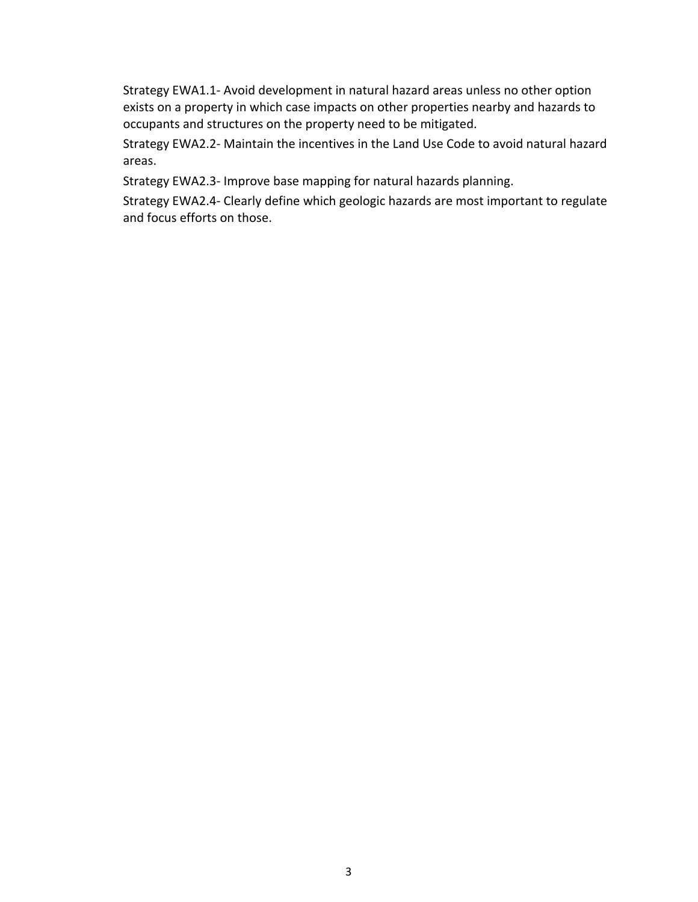Strategy EWA1.1- Avoid development in natural hazard areas unless no other option exists on a property in which case impacts on other properties nearby and hazards to occupants and structures on the property need to be mitigated.

Strategy EWA2.2- Maintain the incentives in the Land Use Code to avoid natural hazard areas.

Strategy EWA2.3- Improve base mapping for natural hazards planning.

Strategy EWA2.4- Clearly define which geologic hazards are most important to regulate and focus efforts on those.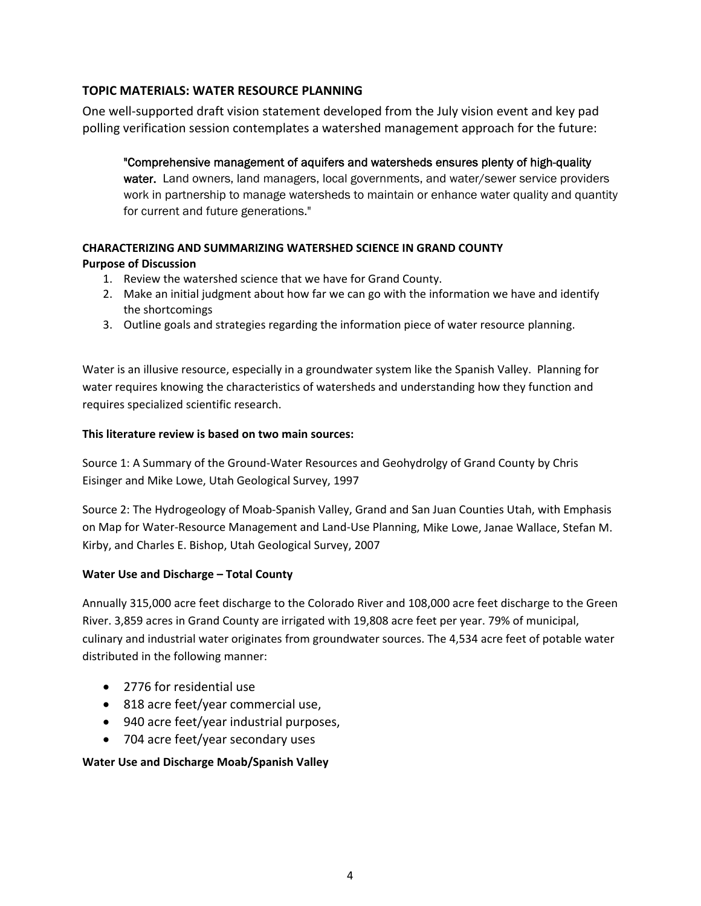## TOPIC MATERIALS: WATER RESOURCE PLANNING

One well-supported draft vision statement developed from the July vision event and key pad polling verification session contemplates a watershed management approach for the future:

> "Comprehensive management of aquifers and watersheds ensures plenty of high-quality water. Land owners, land managers, local governments, and water/sewer service providers work in partnership to manage watersheds to maintain or enhance water quality and quantity for current and future generations."

### CHARACTERIZING AND SUMMARIZING WATERSHED SCIENCE IN GRAND COUNTY

**Purpose of Discussion**

1. Review the watershed science that we have for Grand County.
2. Make an initial judgment about how far we can go with the information we have and identify the shortcomings
3. Outline goals and strategies regarding the information piece of water resource planning.

Water is an illusive resource, especially in a groundwater system like the Spanish Valley. Planning for water requires knowing the characteristics of watersheds and understanding how they function and requires specialized scientific research.

**This literature review is based on two main sources:**

Source 1: A Summary of the Ground-Water Resources and Geohydrolgy of Grand County by Chris Eisinger and Mike Lowe, Utah Geological Survey, 1997

Source 2: The Hydrogeology of Moab-Spanish Valley, Grand and San Juan Counties Utah, with Emphasis on Map for Water-Resource Management and Land-Use Planning, Mike Lowe, Janae Wallace, Stefan M. Kirby, and Charles E. Bishop, Utah Geological Survey, 2007

**Water Use and Discharge – Total County**

Annually 315,000 acre feet discharge to the Colorado River and 108,000 acre feet discharge to the Green River. 3,859 acres in Grand County are irrigated with 19,808 acre feet per year. 79% of municipal, culinary and industrial water originates from groundwater sources. The 4,534 acre feet of potable water distributed in the following manner:

- 2776 for residential use
- 818 acre feet/year commercial use,
- 940 acre feet/year industrial purposes,
- 704 acre feet/year secondary uses

**Water Use and Discharge Moab/Spanish Valley**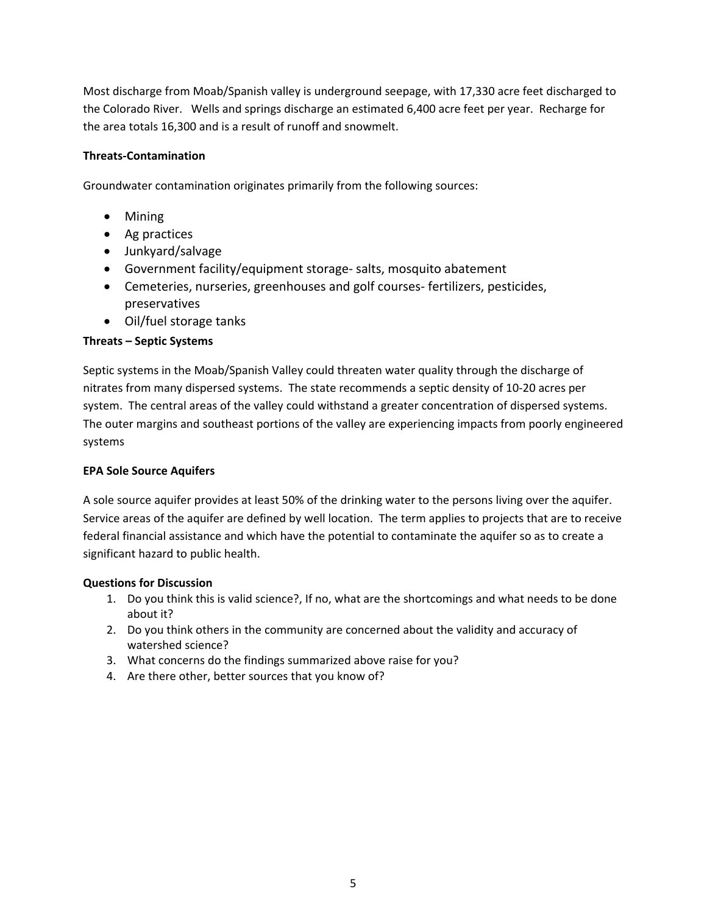Most discharge from Moab/Spanish valley is underground seepage, with 17,330 acre feet discharged to the Colorado River. Wells and springs discharge an estimated 6,400 acre feet per year. Recharge for the area totals 16,300 and is a result of runoff and snowmelt.

**Threats-Contamination**

Groundwater contamination originates primarily from the following sources:

- Mining
- Ag practices
- Junkyard/salvage
- Government facility/equipment storage- salts, mosquito abatement
- Cemeteries, nurseries, greenhouses and golf courses- fertilizers, pesticides, preservatives
- Oil/fuel storage tanks

**Threats – Septic Systems**

Septic systems in the Moab/Spanish Valley could threaten water quality through the discharge of nitrates from many dispersed systems. The state recommends a septic density of 10-20 acres per system. The central areas of the valley could withstand a greater concentration of dispersed systems. The outer margins and southeast portions of the valley are experiencing impacts from poorly engineered systems

**EPA Sole Source Aquifers**

A sole source aquifer provides at least 50% of the drinking water to the persons living over the aquifer. Service areas of the aquifer are defined by well location. The term applies to projects that are to receive federal financial assistance and which have the potential to contaminate the aquifer so as to create a significant hazard to public health.

**Questions for Discussion**

1. Do you think this is valid science?, If no, what are the shortcomings and what needs to be done about it?
2. Do you think others in the community are concerned about the validity and accuracy of watershed science?
3. What concerns do the findings summarized above raise for you?
4. Are there other, better sources that you know of?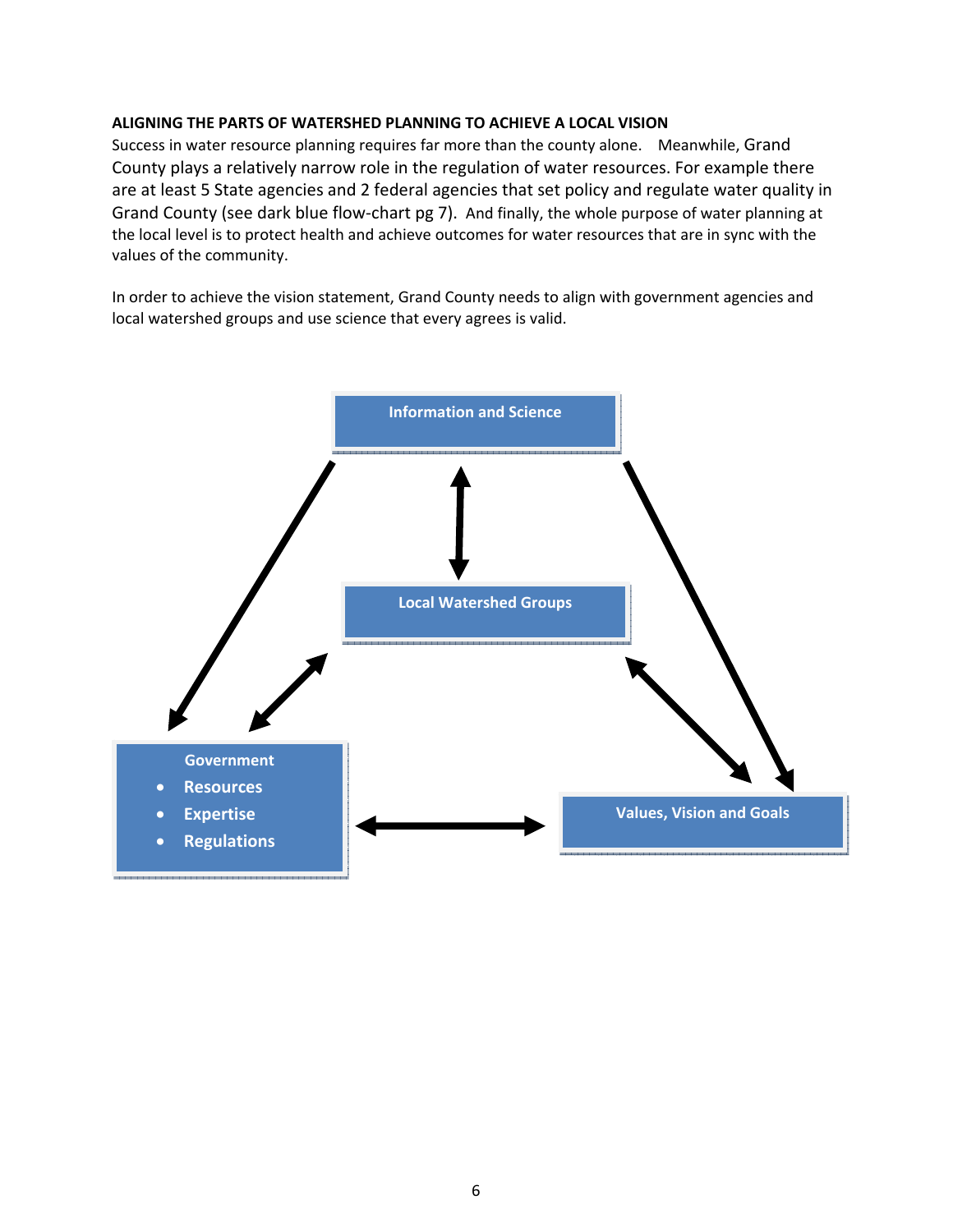**ALIGNING THE PARTS OF WATERSHED PLANNING TO ACHIEVE A LOCAL VISION**

Success in water resource planning requires far more than the county alone. Meanwhile, Grand County plays a relatively narrow role in the regulation of water resources. For example there are at least 5 State agencies and 2 federal agencies that set policy and regulate water quality in Grand County (see dark blue flow-chart pg 7). And finally, the whole purpose of water planning at the local level is to protect health and achieve outcomes for water resources that are in sync with the values of the community.

In order to achieve the vision statement, Grand County needs to align with government agencies and local watershed groups and use science that every agrees is valid.

**Information and Science**

**Local Watershed Groups**

**Government**

- **Resources**
- **Expertise**
- **Regulations**

**Values, Vision and Goals**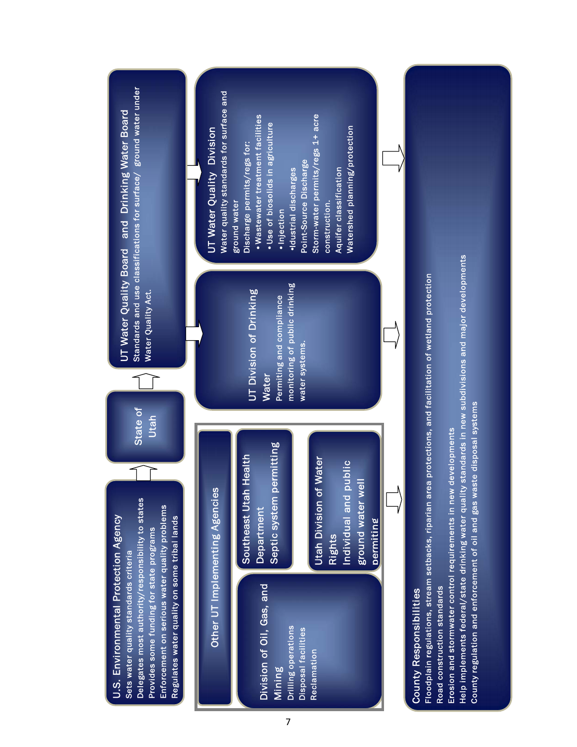## U.S. Environmental Protection Agency

- Sets water quality standards criteria
- Delegates most authority/responsibility to states
- Provides some funding for state programs
- Enforcement on serious water quality problems
- Regulates water quality on some tribal lands

## State of Utah

## UT Water Quality Board and Drinking Water Board

Standards and use classifications for surface/ ground water under Water Quality Act.

## UT Division of Drinking Water

Permiting and compliance monitoring of public drinking water systems.

## UT Water Quality Division

Water quality standards for surface and ground water

Discharge permits/regs for:

- Wastewater treatment facilities
- Use of biosolids in agriculture
- Injection
- Idustrial discharges

Point-Source Discharge

Storm-water permits/regs 1+ acre construction.

Aquifer classification

Watershed planning/protection

## Other UT Implementing Agencies

### Division of Oil, Gas, and Mining

- Drilling operations
- Disposal facilities
- Reclamation

### Southeast Utah Health Department

Septic system permitting

### Utah Division of Water Rights

Individual and public ground water well permiting

## County Responsibilities

- Floodplain regulations, stream setbacks, riparian area protections, and facilitation of wetland protection
- Road construction standards
- Erosion and stormwater control requirements in new developments
- Help implements federal/state drinking water quality standards in new subdivisions and major developments
- County regulation and enforcement of oil and gas waste disposal systems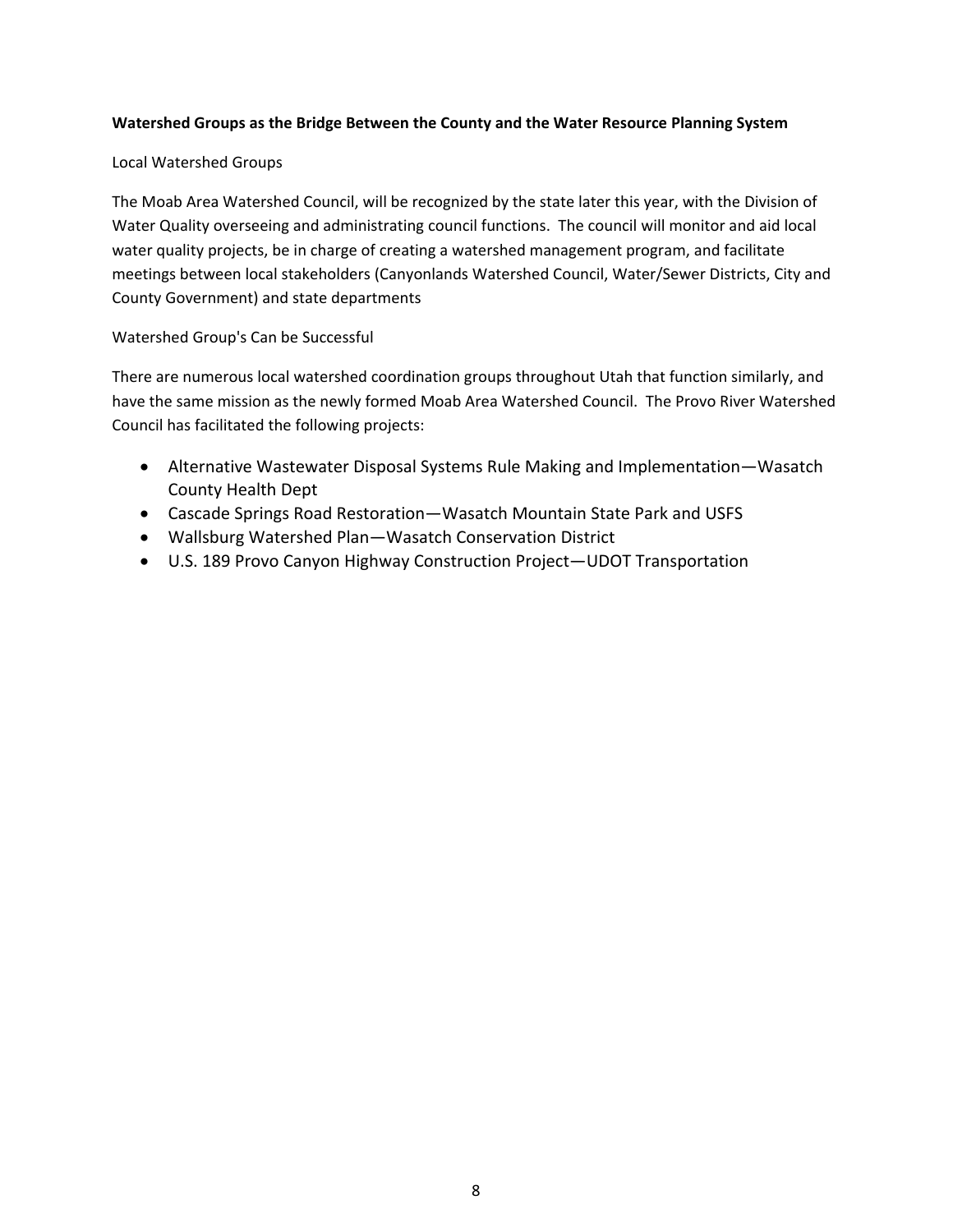**Watershed Groups as the Bridge Between the County and the Water Resource Planning System**

Local Watershed Groups

The Moab Area Watershed Council, will be recognized by the state later this year, with the Division of Water Quality overseeing and administrating council functions. The council will monitor and aid local water quality projects, be in charge of creating a watershed management program, and facilitate meetings between local stakeholders (Canyonlands Watershed Council, Water/Sewer Districts, City and County Government) and state departments

Watershed Group's Can be Successful

There are numerous local watershed coordination groups throughout Utah that function similarly, and have the same mission as the newly formed Moab Area Watershed Council. The Provo River Watershed Council has facilitated the following projects:

- Alternative Wastewater Disposal Systems Rule Making and Implementation—Wasatch County Health Dept
- Cascade Springs Road Restoration—Wasatch Mountain State Park and USFS
- Wallsburg Watershed Plan—Wasatch Conservation District
- U.S. 189 Provo Canyon Highway Construction Project—UDOT Transportation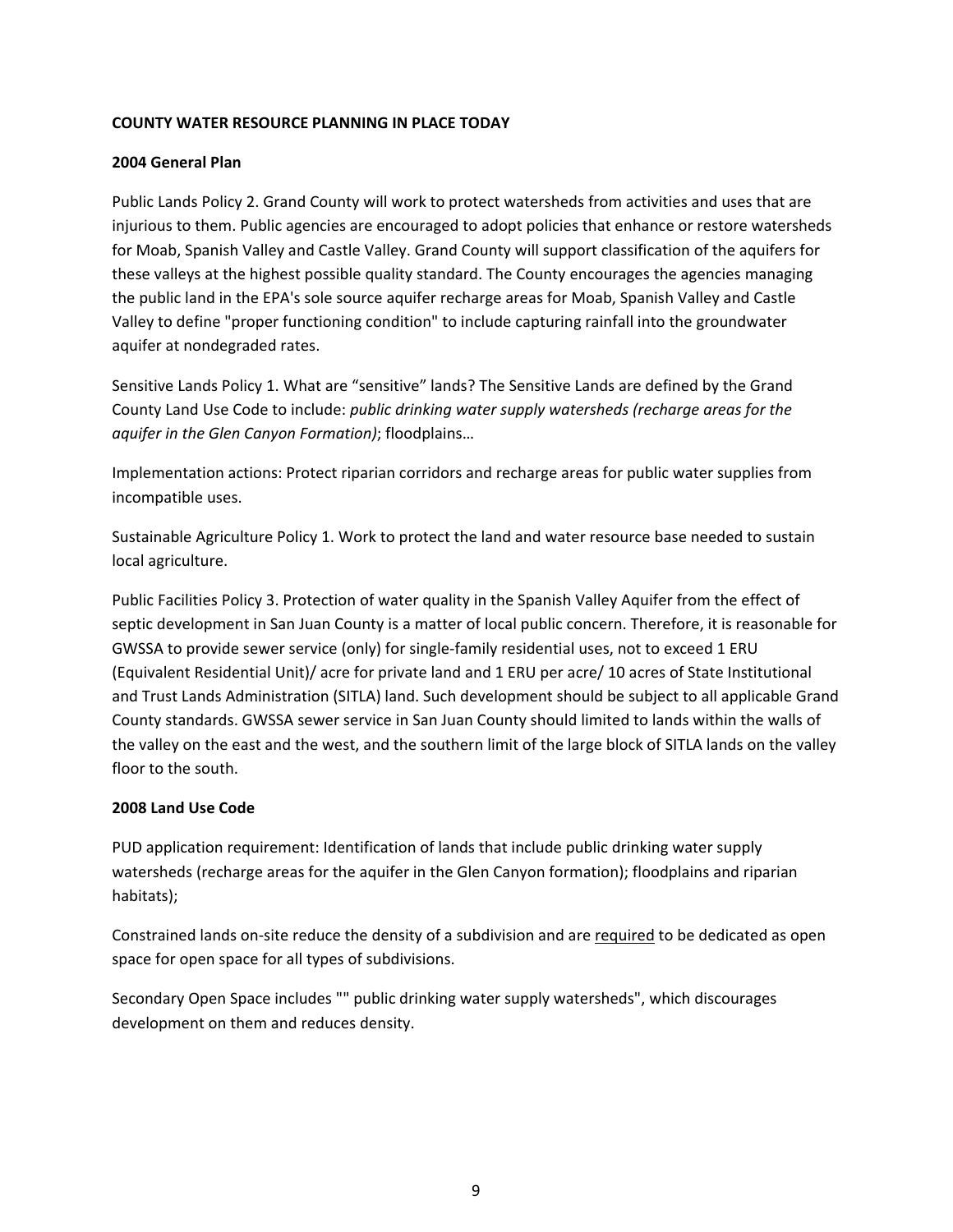**COUNTY WATER RESOURCE PLANNING IN PLACE TODAY**

**2004 General Plan**

Public Lands Policy 2. Grand County will work to protect watersheds from activities and uses that are injurious to them. Public agencies are encouraged to adopt policies that enhance or restore watersheds for Moab, Spanish Valley and Castle Valley. Grand County will support classification of the aquifers for these valleys at the highest possible quality standard. The County encourages the agencies managing the public land in the EPA's sole source aquifer recharge areas for Moab, Spanish Valley and Castle Valley to define "proper functioning condition" to include capturing rainfall into the groundwater aquifer at nondegraded rates.

Sensitive Lands Policy 1. What are “sensitive” lands? The Sensitive Lands are defined by the Grand County Land Use Code to include: *public drinking water supply watersheds (recharge areas for the aquifer in the Glen Canyon Formation)*; floodplains…

Implementation actions: Protect riparian corridors and recharge areas for public water supplies from incompatible uses.

Sustainable Agriculture Policy 1. Work to protect the land and water resource base needed to sustain local agriculture.

Public Facilities Policy 3. Protection of water quality in the Spanish Valley Aquifer from the effect of septic development in San Juan County is a matter of local public concern. Therefore, it is reasonable for GWSSA to provide sewer service (only) for single-family residential uses, not to exceed 1 ERU (Equivalent Residential Unit)/ acre for private land and 1 ERU per acre/ 10 acres of State Institutional and Trust Lands Administration (SITLA) land. Such development should be subject to all applicable Grand County standards. GWSSA sewer service in San Juan County should limited to lands within the walls of the valley on the east and the west, and the southern limit of the large block of SITLA lands on the valley floor to the south.

**2008 Land Use Code**

PUD application requirement: Identification of lands that include public drinking water supply watersheds (recharge areas for the aquifer in the Glen Canyon formation); floodplains and riparian habitats);

Constrained lands on-site reduce the density of a subdivision and are <u>required</u> to be dedicated as open space for open space for all types of subdivisions.

Secondary Open Space includes "" public drinking water supply watersheds", which discourages development on them and reduces density.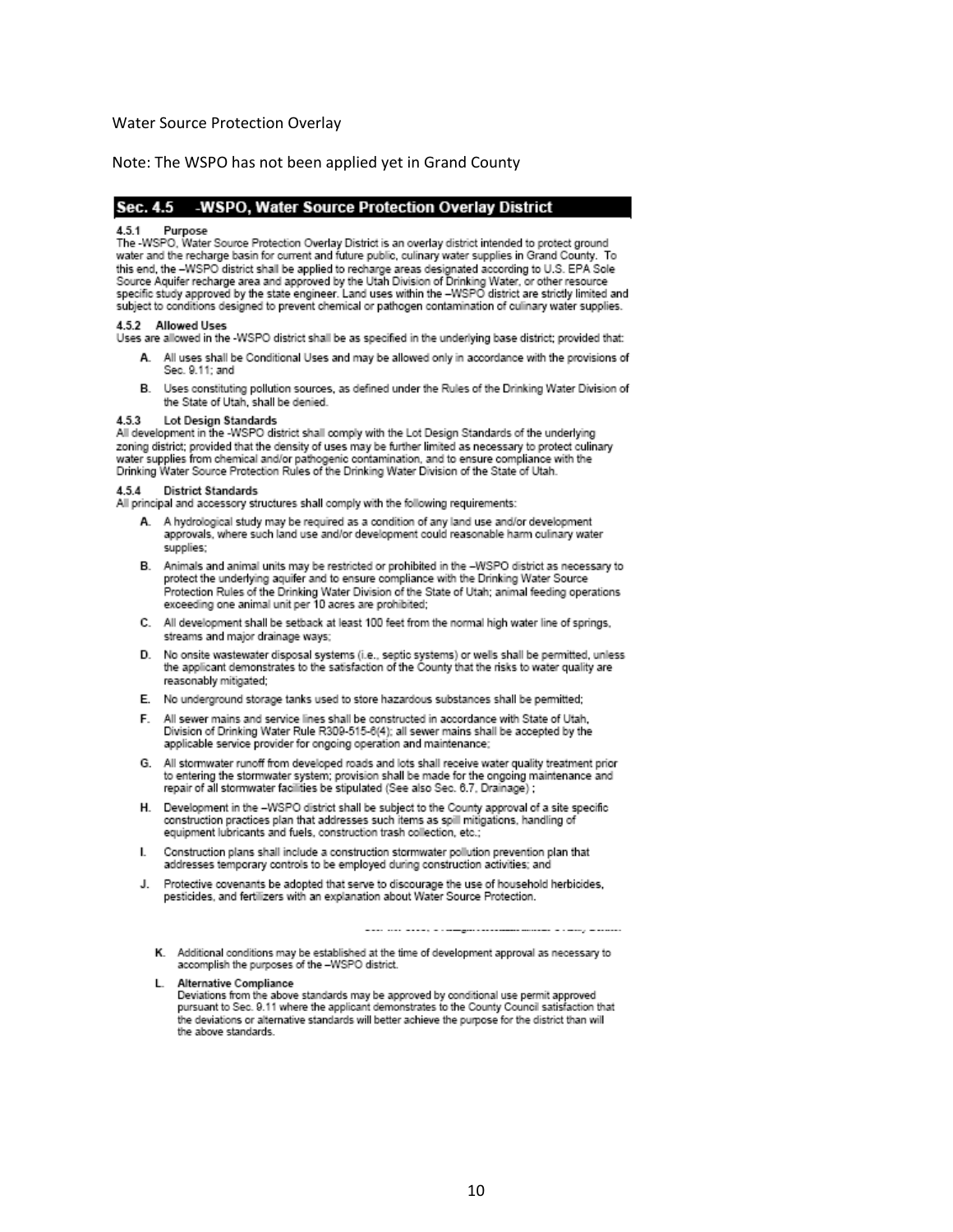Water Source Protection Overlay

Note: The WSPO has not been applied yet in Grand County

## Sec. 4.5 -WSPO, Water Source Protection Overlay District

### 4.5.1 Purpose

The -WSPO, Water Source Protection Overlay District is an overlay district intended to protect ground water and the recharge basin for current and future public, culinary water supplies in Grand County. To this end, the –WSPO district shall be applied to recharge areas designated according to U.S. EPA Sole Source Aquifer recharge area and approved by the Utah Division of Drinking Water, or other resource specific study approved by the state engineer. Land uses within the –WSPO district are strictly limited and subject to conditions designed to prevent chemical or pathogen contamination of culinary water supplies.

### 4.5.2 Allowed Uses

Uses are allowed in the -WSPO district shall be as specified in the underlying base district; provided that:

A. All uses shall be Conditional Uses and may be allowed only in accordance with the provisions of Sec. 9.11; and

B. Uses constituting pollution sources, as defined under the Rules of the Drinking Water Division of the State of Utah, shall be denied.

### 4.5.3 Lot Design Standards

All development in the -WSPO district shall comply with the Lot Design Standards of the underlying zoning district; provided that the density of uses may be further limited as necessary to protect culinary water supplies from chemical and/or pathogenic contamination, and to ensure compliance with the Drinking Water Source Protection Rules of the Drinking Water Division of the State of Utah.

### 4.5.4 District Standards

All principal and accessory structures shall comply with the following requirements:

A. A hydrological study may be required as a condition of any land use and/or development approvals, where such land use and/or development could reasonable harm culinary water supplies;

B. Animals and animal units may be restricted or prohibited in the –WSPO district as necessary to protect the underlying aquifer and to ensure compliance with the Drinking Water Source Protection Rules of the Drinking Water Division of the State of Utah; animal feeding operations exceeding one animal unit per 10 acres are prohibited;

C. All development shall be setback at least 100 feet from the normal high water line of springs, streams and major drainage ways;

D. No onsite wastewater disposal systems (i.e., septic systems) or wells shall be permitted, unless the applicant demonstrates to the satisfaction of the County that the risks to water quality are reasonably mitigated;

E. No underground storage tanks used to store hazardous substances shall be permitted;

F. All sewer mains and service lines shall be constructed in accordance with State of Utah, Division of Drinking Water Rule R309-515-6(4); all sewer mains shall be accepted by the applicable service provider for ongoing operation and maintenance;

G. All stormwater runoff from developed roads and lots shall receive water quality treatment prior to entering the stormwater system; provision shall be made for the ongoing maintenance and repair of all stormwater facilities be stipulated (See also Sec. 6.7, Drainage) ;

H. Development in the –WSPO district shall be subject to the County approval of a site specific construction practices plan that addresses such items as spill mitigations, handling of equipment lubricants and fuels, construction trash collection, etc.;

I. Construction plans shall include a construction stormwater pollution prevention plan that addresses temporary controls to be employed during construction activities; and

J. Protective covenants be adopted that serve to discourage the use of household herbicides, pesticides, and fertilizers with an explanation about Water Source Protection.

K. Additional conditions may be established at the time of development approval as necessary to accomplish the purposes of the –WSPO district.

L. **Alternative Compliance**
Deviations from the above standards may be approved by conditional use permit approved pursuant to Sec. 9.11 where the applicant demonstrates to the County Council satisfaction that the deviations or alternative standards will better achieve the purpose for the district than will the above standards.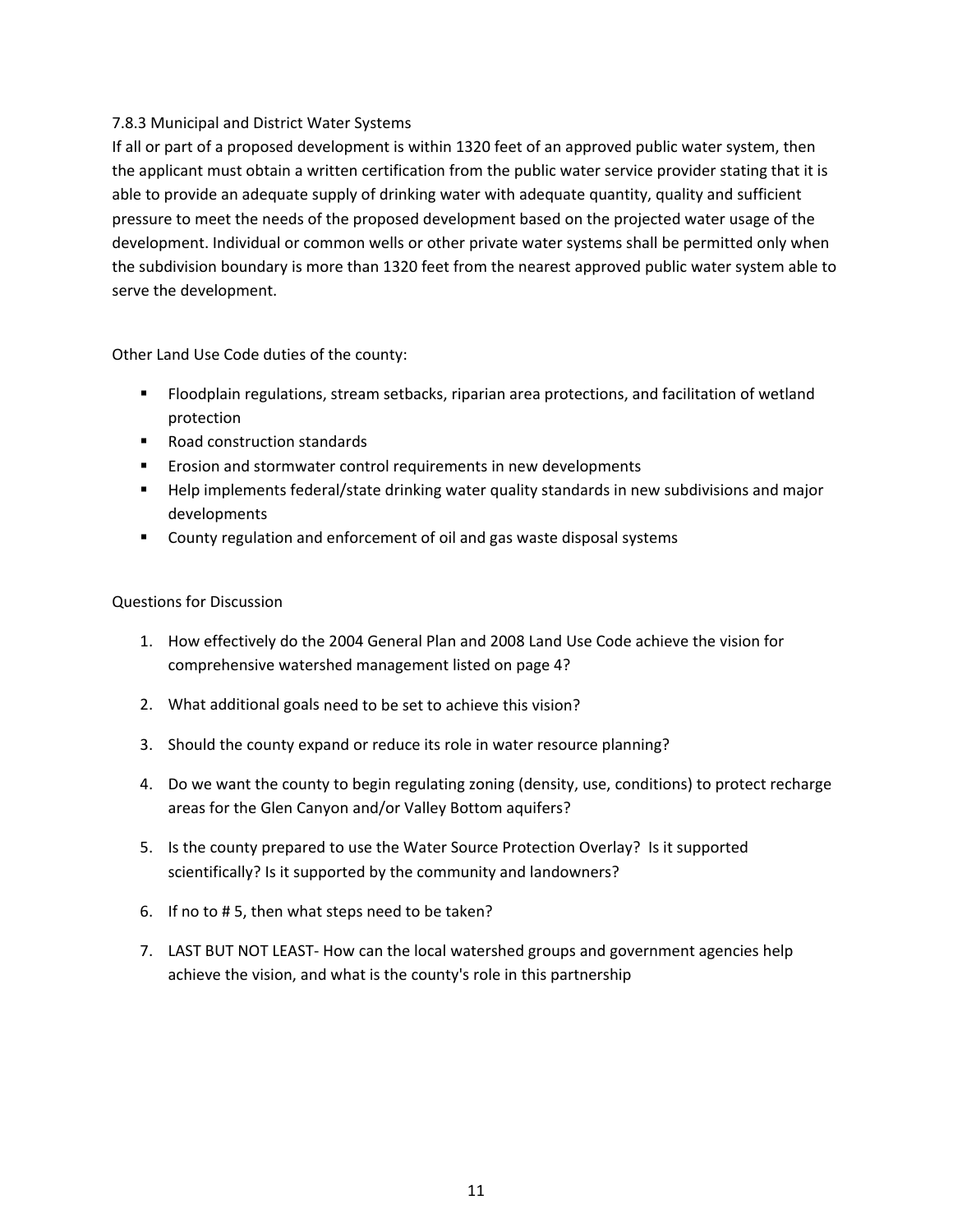### 7.8.3 Municipal and District Water Systems

If all or part of a proposed development is within 1320 feet of an approved public water system, then the applicant must obtain a written certification from the public water service provider stating that it is able to provide an adequate supply of drinking water with adequate quantity, quality and sufficient pressure to meet the needs of the proposed development based on the projected water usage of the development. Individual or common wells or other private water systems shall be permitted only when the subdivision boundary is more than 1320 feet from the nearest approved public water system able to serve the development.

Other Land Use Code duties of the county:

- Floodplain regulations, stream setbacks, riparian area protections, and facilitation of wetland protection
- Road construction standards
- Erosion and stormwater control requirements in new developments
- Help implements federal/state drinking water quality standards in new subdivisions and major developments
- County regulation and enforcement of oil and gas waste disposal systems

Questions for Discussion

1. How effectively do the 2004 General Plan and 2008 Land Use Code achieve the vision for comprehensive watershed management listed on page 4?
2. What additional goals need to be set to achieve this vision?
3. Should the county expand or reduce its role in water resource planning?
4. Do we want the county to begin regulating zoning (density, use, conditions) to protect recharge areas for the Glen Canyon and/or Valley Bottom aquifers?
5. Is the county prepared to use the Water Source Protection Overlay? Is it supported scientifically? Is it supported by the community and landowners?
6. If no to # 5, then what steps need to be taken?
7. LAST BUT NOT LEAST- How can the local watershed groups and government agencies help achieve the vision, and what is the county's role in this partnership